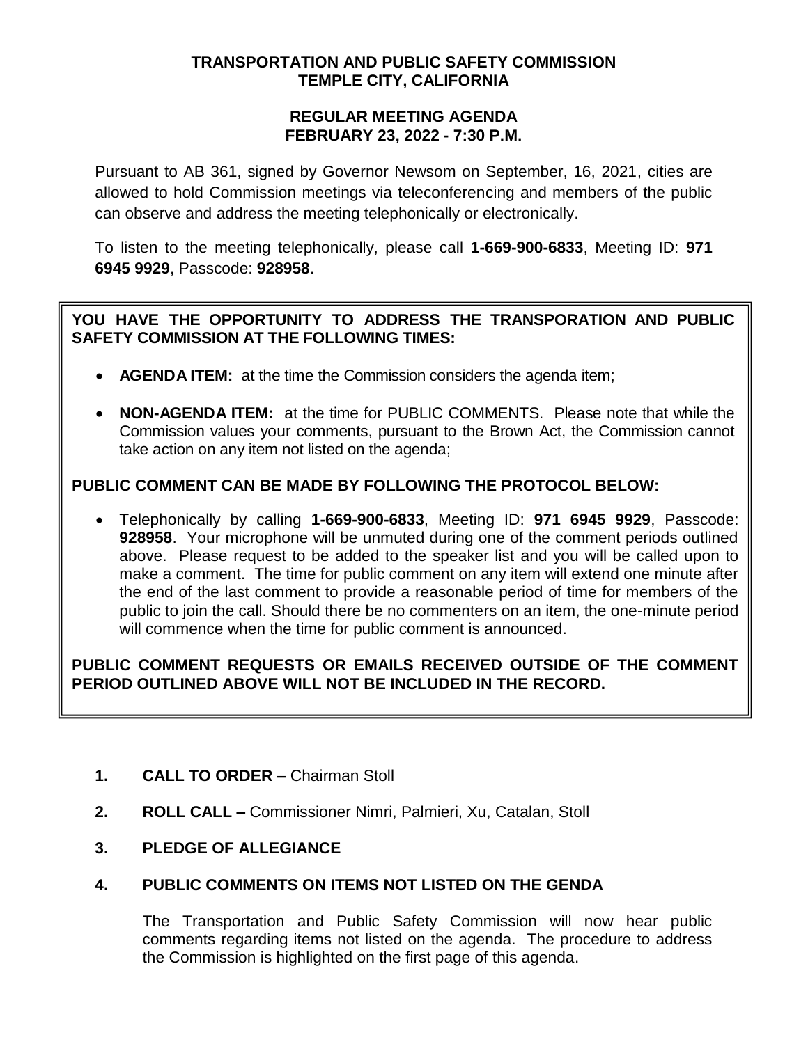**TRANSPORTATION AND PUBLIC SAFETY COMMISSION**
**TEMPLE CITY, CALIFORNIA**

**REGULAR MEETING AGENDA**
**FEBRUARY 23, 2022 - 7:30 P.M.**

Pursuant to AB 361, signed by Governor Newsom on September, 16, 2021, cities are allowed to hold Commission meetings via teleconferencing and members of the public can observe and address the meeting telephonically or electronically.

To listen to the meeting telephonically, please call **1-669-900-6833**, Meeting ID: **971 6945 9929**, Passcode: **928958**.

**YOU HAVE THE OPPORTUNITY TO ADDRESS THE TRANSPORATION AND PUBLIC SAFETY COMMISSION AT THE FOLLOWING TIMES:**

- **AGENDA ITEM:** at the time the Commission considers the agenda item;
- **NON-AGENDA ITEM:** at the time for PUBLIC COMMENTS. Please note that while the Commission values your comments, pursuant to the Brown Act, the Commission cannot take action on any item not listed on the agenda;

**PUBLIC COMMENT CAN BE MADE BY FOLLOWING THE PROTOCOL BELOW:**

- Telephonically by calling **1-669-900-6833**, Meeting ID: **971 6945 9929**, Passcode: **928958**. Your microphone will be unmuted during one of the comment periods outlined above. Please request to be added to the speaker list and you will be called upon to make a comment. The time for public comment on any item will extend one minute after the end of the last comment to provide a reasonable period of time for members of the public to join the call. Should there be no commenters on an item, the one-minute period will commence when the time for public comment is announced.

**PUBLIC COMMENT REQUESTS OR EMAILS RECEIVED OUTSIDE OF THE COMMENT PERIOD OUTLINED ABOVE WILL NOT BE INCLUDED IN THE RECORD.**

1. **CALL TO ORDER –** Chairman Stoll

2. **ROLL CALL –** Commissioner Nimri, Palmieri, Xu, Catalan, Stoll

3. **PLEDGE OF ALLEGIANCE**

4. **PUBLIC COMMENTS ON ITEMS NOT LISTED ON THE GENDA**

   The Transportation and Public Safety Commission will now hear public comments regarding items not listed on the agenda. The procedure to address the Commission is highlighted on the first page of this agenda.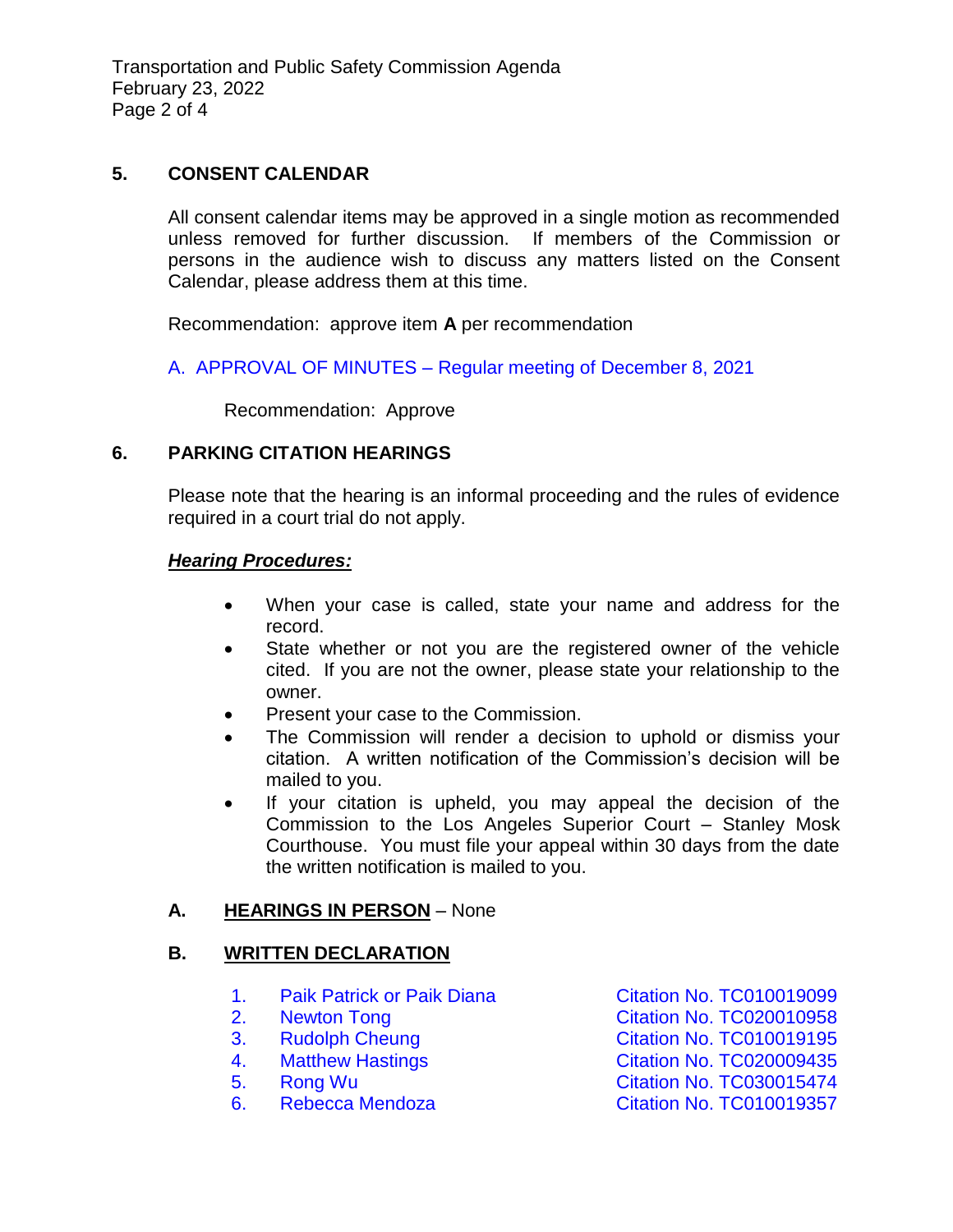## 5. CONSENT CALENDAR

All consent calendar items may be approved in a single motion as recommended unless removed for further discussion. If members of the Commission or persons in the audience wish to discuss any matters listed on the Consent Calendar, please address them at this time.

Recommendation: approve item **A** per recommendation

A. APPROVAL OF MINUTES – Regular meeting of December 8, 2021

Recommendation: Approve

## 6. PARKING CITATION HEARINGS

Please note that the hearing is an informal proceeding and the rules of evidence required in a court trial do not apply.

***Hearing Procedures:***

- When your case is called, state your name and address for the record.
- State whether or not you are the registered owner of the vehicle cited. If you are not the owner, please state your relationship to the owner.
- Present your case to the Commission.
- The Commission will render a decision to uphold or dismiss your citation. A written notification of the Commission's decision will be mailed to you.
- If your citation is upheld, you may appeal the decision of the Commission to the Los Angeles Superior Court – Stanley Mosk Courthouse. You must file your appeal within 30 days from the date the written notification is mailed to you.

### A. HEARINGS IN PERSON – None

### B. WRITTEN DECLARATION

1. Paik Patrick or Paik Diana — Citation No. TC010019099
2. Newton Tong — Citation No. TC020010958
3. Rudolph Cheung — Citation No. TC010019195
4. Matthew Hastings — Citation No. TC020009435
5. Rong Wu — Citation No. TC030015474
6. Rebecca Mendoza — Citation No. TC010019357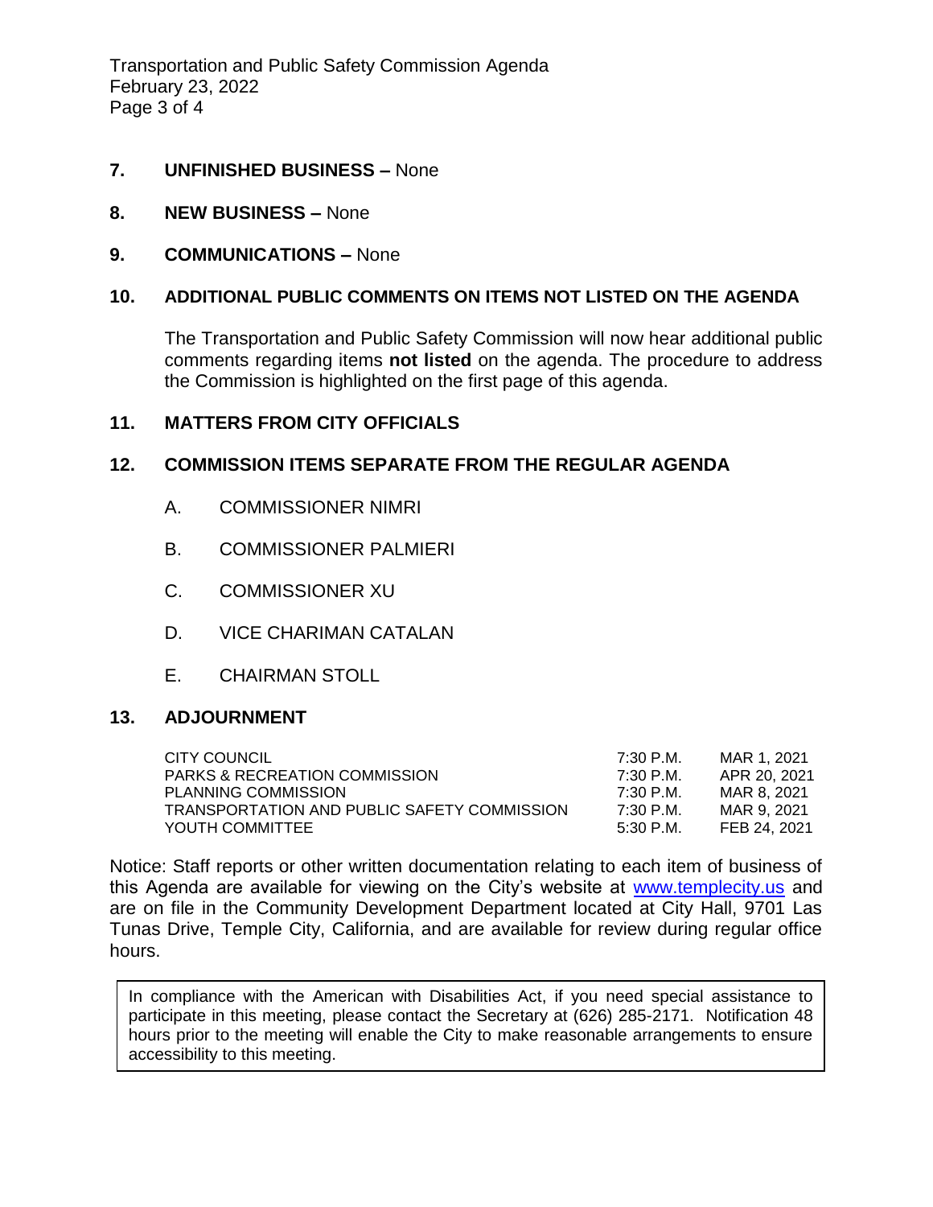**7. UNFINISHED BUSINESS –** None

**8. NEW BUSINESS –** None

**9. COMMUNICATIONS –** None

**10. ADDITIONAL PUBLIC COMMENTS ON ITEMS NOT LISTED ON THE AGENDA**

The Transportation and Public Safety Commission will now hear additional public comments regarding items **not listed** on the agenda. The procedure to address the Commission is highlighted on the first page of this agenda.

**11. MATTERS FROM CITY OFFICIALS**

**12. COMMISSION ITEMS SEPARATE FROM THE REGULAR AGENDA**

A. COMMISSIONER NIMRI

B. COMMISSIONER PALMIERI

C. COMMISSIONER XU

D. VICE CHARIMAN CATALAN

E. CHAIRMAN STOLL

**13. ADJOURNMENT**

| | | |
|---|---|---|
| CITY COUNCIL | 7:30 P.M. | MAR 1, 2021 |
| PARKS & RECREATION COMMISSION | 7:30 P.M. | APR 20, 2021 |
| PLANNING COMMISSION | 7:30 P.M. | MAR 8, 2021 |
| TRANSPORTATION AND PUBLIC SAFETY COMMISSION | 7:30 P.M. | MAR 9, 2021 |
| YOUTH COMMITTEE | 5:30 P.M. | FEB 24, 2021 |

Notice: Staff reports or other written documentation relating to each item of business of this Agenda are available for viewing on the City's website at www.templecity.us and are on file in the Community Development Department located at City Hall, 9701 Las Tunas Drive, Temple City, California, and are available for review during regular office hours.

In compliance with the American with Disabilities Act, if you need special assistance to participate in this meeting, please contact the Secretary at (626) 285-2171. Notification 48 hours prior to the meeting will enable the City to make reasonable arrangements to ensure accessibility to this meeting.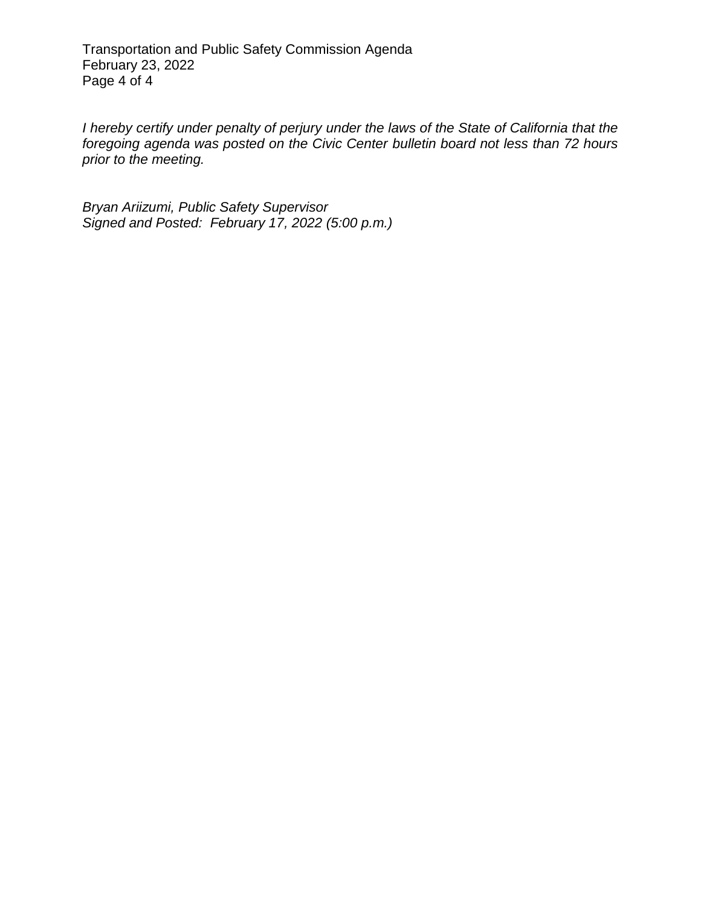*I hereby certify under penalty of perjury under the laws of the State of California that the foregoing agenda was posted on the Civic Center bulletin board not less than 72 hours prior to the meeting.*

*Bryan Ariizumi, Public Safety Supervisor*
*Signed and Posted: February 17, 2022 (5:00 p.m.)*